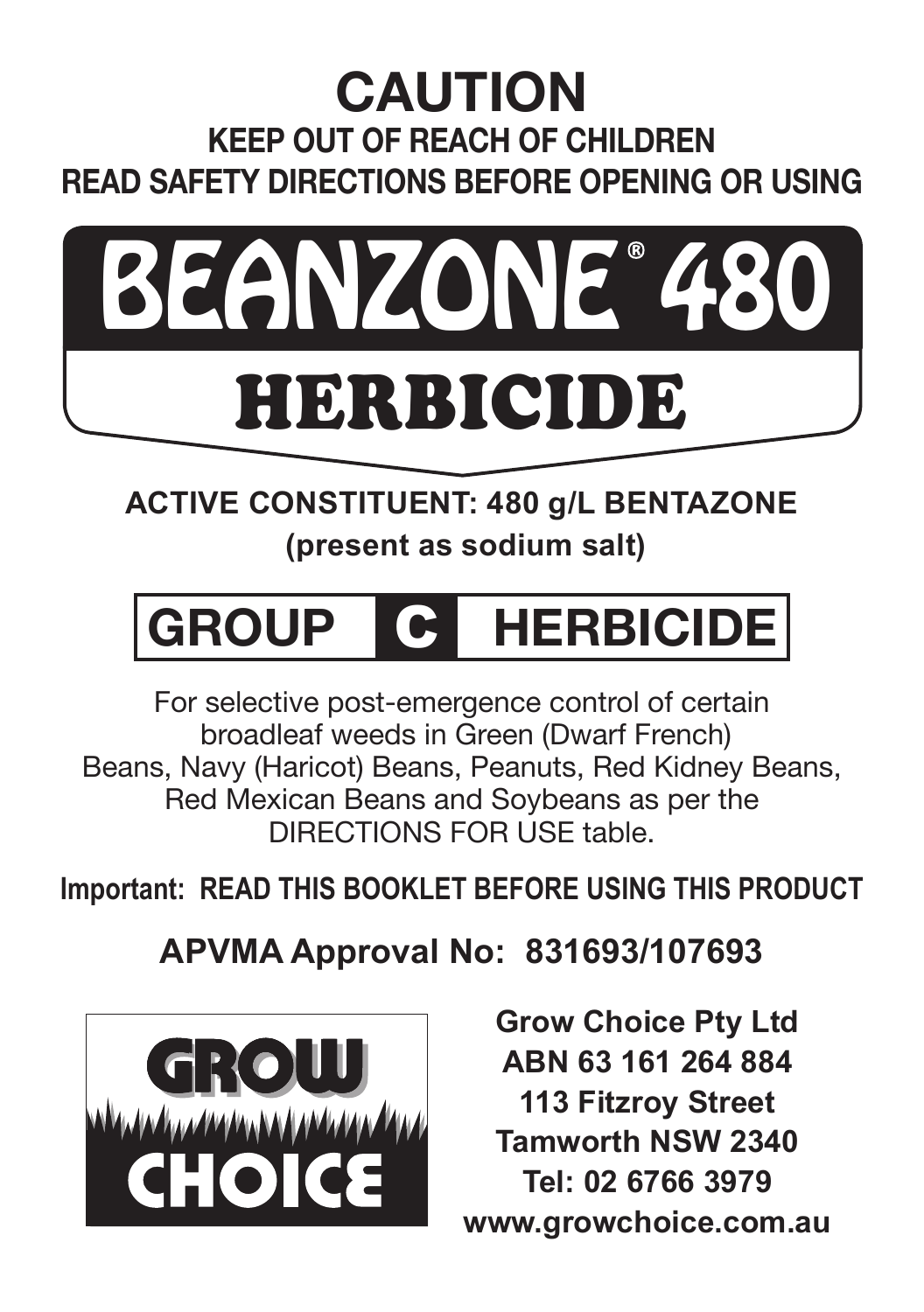# CAUTION

## KEEP OUT OF REACH OF CHILDREN

## READ SAFETY DIRECTIONS BEFORE OPENING OR USING

# BEANZONE® 480

# HERBICIDE

**ACTIVE CONSTITUENT: 480 g/L BENTAZONE**

**(present as sodium salt)**

## GROUP C HERBICIDE

For selective post-emergence control of certain broadleaf weeds in Green (Dwarf French) Beans, Navy (Haricot) Beans, Peanuts, Red Kidney Beans, Red Mexican Beans and Soybeans as per the DIRECTIONS FOR USE table.

**Important: READ THIS BOOKLET BEFORE USING THIS PRODUCT**

**APVMA Approval No: 831693/107693**

GROW CHOICE

**Grow Choice Pty Ltd**
**ABN 63 161 264 884**
**113 Fitzroy Street**
**Tamworth NSW 2340**
**Tel: 02 6766 3979**
**www.growchoice.com.au**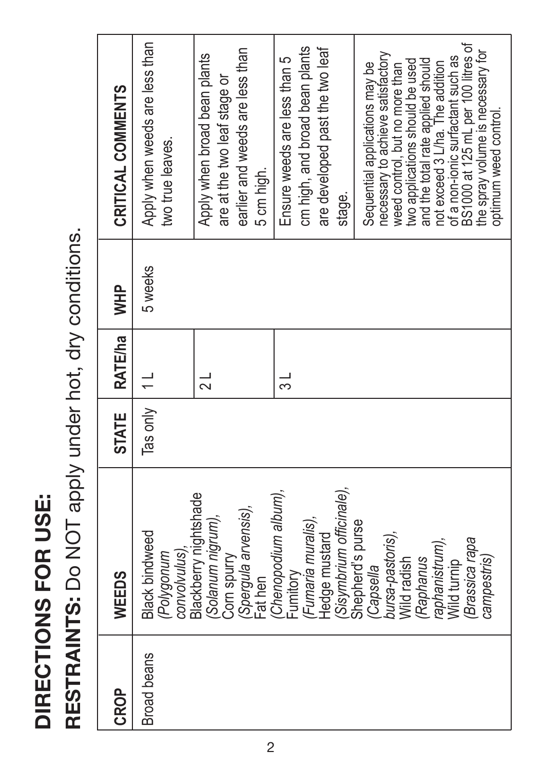# DIRECTIONS FOR USE:

**RESTRAINTS:** Do NOT apply under hot, dry conditions.

| CROP | WEEDS | STATE | RATE/ha | WHP | CRITICAL COMMENTS |
|---|---|---|---|---|---|
| Broad beans | Black bindweed (*Polygonum convolvulus*), Blackberry nightshade (*Solanum nigrum*), Corn spurry (*Spergula arvensis*), Fat hen (*Chenopodium album*), Fumitory (*Fumaria muralis*), Hedge mustard (*Sisymbrium officinale*), Shepherd's purse (*Capsella bursa-pastoris*), Wild radish (*Raphanus raphanistrum*), Wild turnip (*Brassica rapa campestris*) | Tas only | 1 L | 5 weeks | Apply when weeds are less than two true leaves. |
| | | | 2 L | | Apply when broad bean plants are at the two leaf stage or earlier and weeds are less than 5 cm high. |
| | | | 3 L | | Ensure weeds are less than 5 cm high, and broad bean plants are developed past the two leaf stage. |
| | | | | | Sequential applications may be necessary to achieve satisfactory weed control, but no more than two applications should be used and the total rate applied should not exceed 3 L/ha. The addition of a non-ionic surfactant such as BS1000 at 125 mL per 100 litres of the spray volume is necessary for optimum weed control. |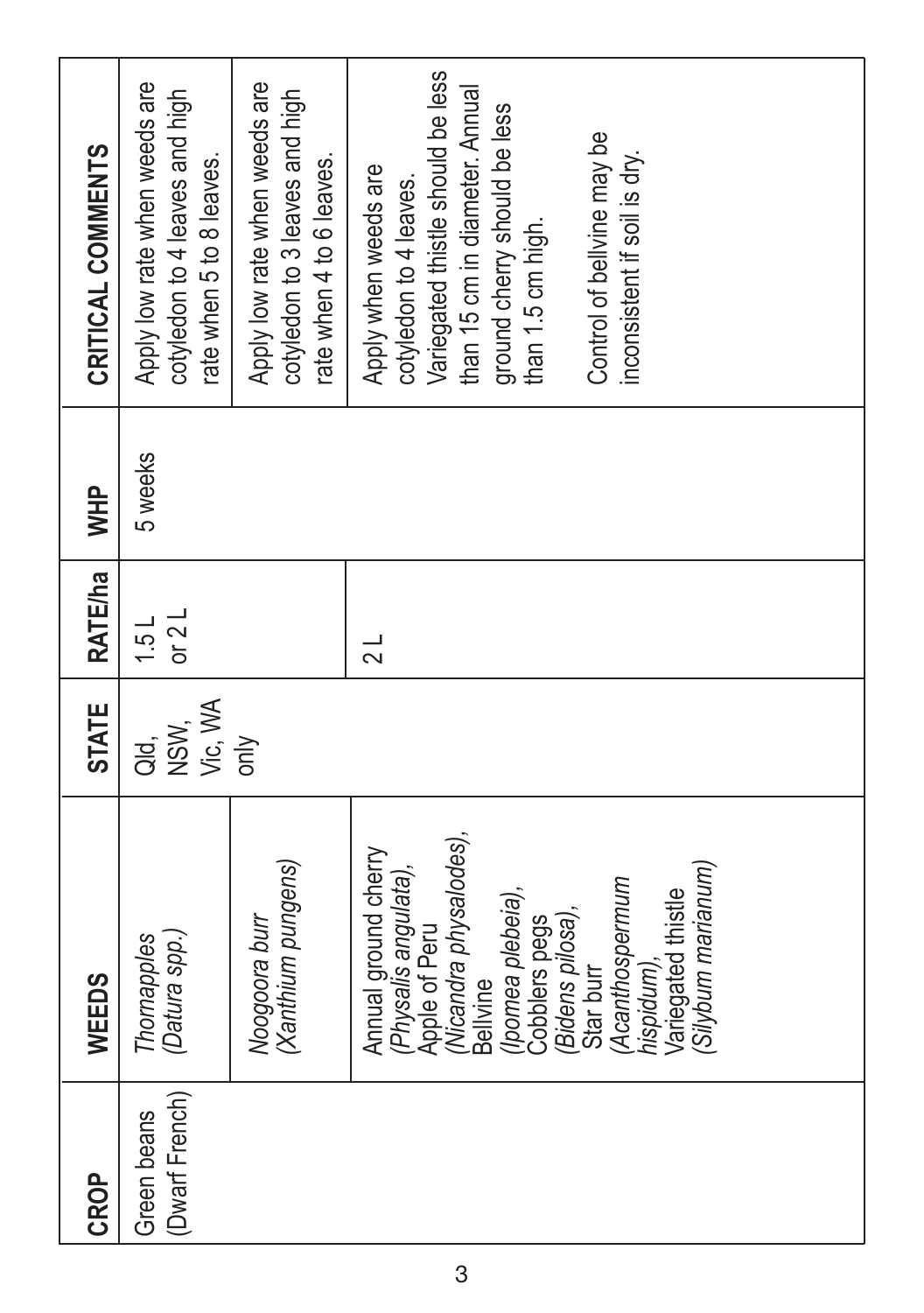| CROP | WEEDS | STATE | RATE/ha | WHP | CRITICAL COMMENTS |
|---|---|---|---|---|---|
| Green beans (Dwarf French) | *Thornapples (Datura spp.)* | Qld, NSW, Vic, WA only | 1.5 L or 2 L | 5 weeks | Apply low rate when weeds are cotyledon to 4 leaves and high rate when 5 to 8 leaves. |
| | *Noogoora burr (Xanthium pungens)* | | | | Apply low rate when weeds are cotyledon to 3 leaves and high rate when 4 to 6 leaves. |
| | Annual ground cherry *(Physalis angulata)*, Apple of Peru *(Nicandra physalodes)*, Bellvine *(Ipomea plebeia)*, Cobblers pegs *(Bidens pilosa)*, Star burr *(Acanthospermum hispidum)*, Variegated thistle *(Silybum marianum)* | | 2 L | | Apply when weeds are cotyledon to 4 leaves. Variegated thistle should be less than 15 cm in diameter. Annual ground cherry should be less than 1.5 cm high. Control of bellvine may be inconsistent if soil is dry. |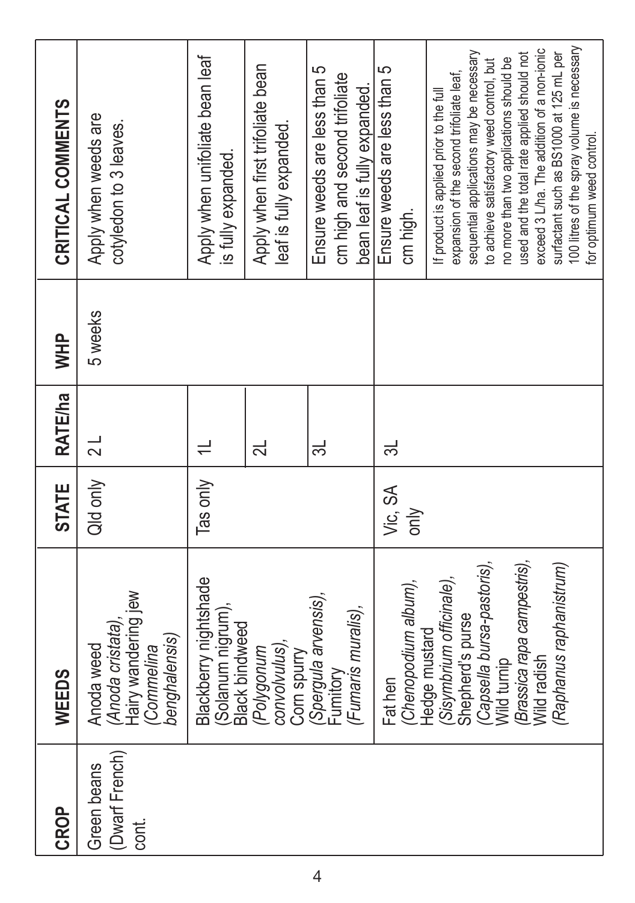| CROP | WEEDS | STATE | RATE/ha | WHP | CRITICAL COMMENTS |
|---|---|---|---|---|---|
| Green beans (Dwarf French) cont. | Anoda weed (*Anoda cristata*), Hairy wandering jew (*Commelina benghalensis*) | Qld only | 2 L | 5 weeks | Apply when weeds are cotyledon to 3 leaves. |
| | Blackberry nightshade (Solanum nigrum), Black bindweed (*Polygonum convolvulus*), Corn spurry (*Spergula arvensis*), Fumitory (*Fumaris muralis*), | Tas only | 1L | | Apply when unifoliate bean leaf is fully expanded. |
| | | | 2L | | Apply when first trifoliate bean leaf is fully expanded. |
| | | | 3L | | Ensure weeds are less than 5 cm high and second trifoliate bean leaf is fully expanded. |
| | Fat hen (*Chenopodium album*), Hedge mustard (*Sisymbrium officinale*), Shepherd's purse (*Capsella bursa-pastoris*), Wild turnip (*Brassica rapa campestris*), Wild radish (*Raphanus raphanistrum*) | Vic, SA only | 3L | | Ensure weeds are less than 5 cm high. |
| | | | | | If product is applied prior to the full expansion of the second trifoliate leaf, sequential applications may be necessary to achieve satisfactory weed control, but no more than two applications should be used and the total rate applied should not exceed 3 L/ha. The addition of a non-ionic surfactant such as BS1000 at 125 mL per 100 litres of the spray volume is necessary for optimum weed control. |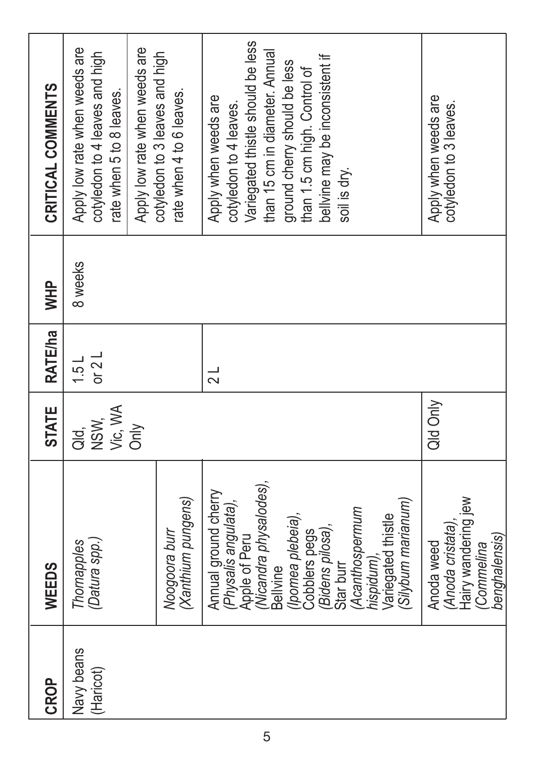| CROP | WEEDS | STATE | RATE/ha | WHP | CRITICAL COMMENTS |
|---|---|---|---|---|---|
| Navy beans (Haricot) | *Thornapples (Datura spp.)* | Qld, NSW, Vic, WA Only | 1.5 L or 2 L | 8 weeks | Apply low rate when weeds are cotyledon to 4 leaves and high rate when 5 to 8 leaves. |
| | *Noogoora burr (Xanthium pungens)* | | | | Apply low rate when weeds are cotyledon to 3 leaves and high rate when 4 to 6 leaves. |
| | Annual ground cherry *(Physalis angulata)*, Apple of Peru *(Nicandra physalodes)*, Bellvine *(Ipomea plebeia)*, Cobblers pegs *(Bidens pilosa)*, Star burr *(Acanthospermum hispidum)*, Variegated thistle *(Silybum marianum)* | | 2 L | | Apply when weeds are cotyledon to 4 leaves. Variegated thistle should be less than 15 cm in diameter. Annual ground cherry should be less than 1.5 cm high. Control of bellvine may be inconsistent if soil is dry. |
| | Anoda weed *(Anoda cristata)*, Hairy wandering jew *(Commelina benghalensis)* | Qld Only | | | Apply when weeds are cotyledon to 3 leaves. |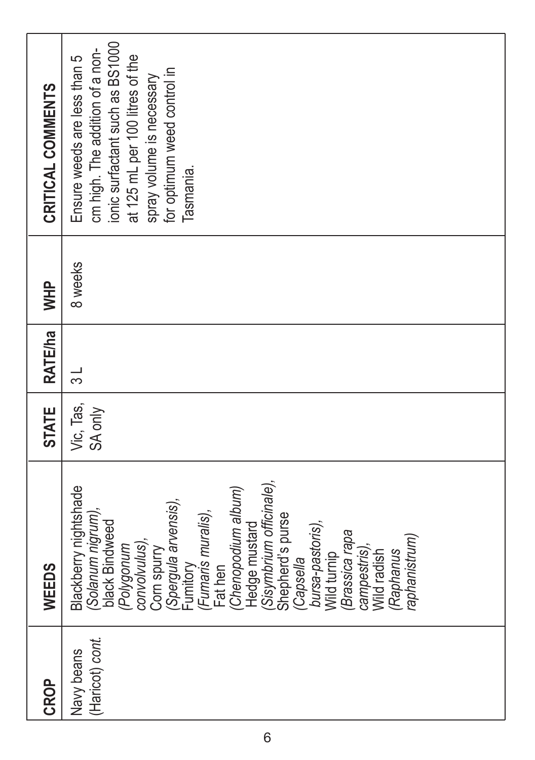| CROP | WEEDS | STATE | RATE/ha | WHP | CRITICAL COMMENTS |
|---|---|---|---|---|---|
| Navy beans (Haricot) *cont.* | Blackberry nightshade (*Solanum nigrum*), black Bindweed (*Polygonum convolvulus*), Corn spurry (*Spergula arvensis*), Fumitory (*Fumaris muralis*), Fat hen (*Chenopodium album*) Hedge mustard (*Sisymbrium officinale*), Shepherd's purse (*Capsella bursa-pastoris*), Wild turnip (*Brassica rapa campestris*), Wild radish (*Raphanus raphanistrum*) | Vic, Tas, SA only | 3 L | 8 weeks | Ensure weeds are less than 5 cm high. The addition of a non-ionic surfactant such as BS1000 at 125 mL per 100 litres of the spray volume is necessary for optimum weed control in Tasmania. |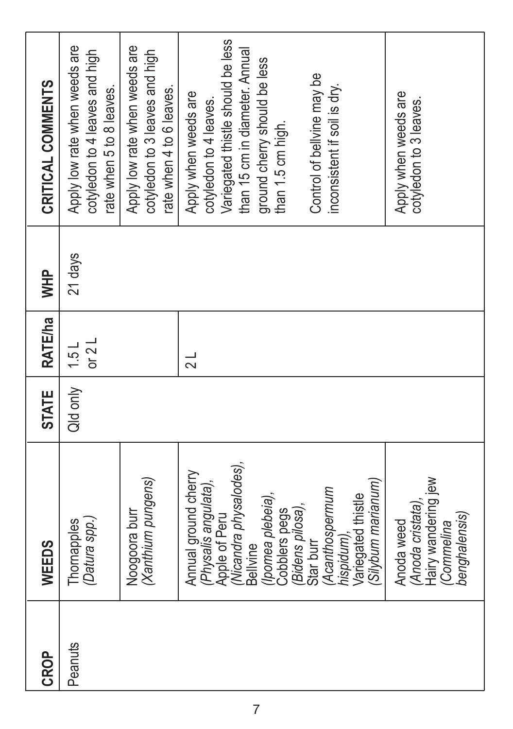| CROP | WEEDS | STATE | RATE/ha | WHP | CRITICAL COMMENTS |
|---|---|---|---|---|---|
| Peanuts | Thornapples (*Datura spp.*) | Qld only | 1.5 L or 2 L | 21 days | Apply low rate when weeds are cotyledon to 4 leaves and high rate when 5 to 8 leaves. |
| | Noogoora burr (*Xanthium pungens*) | | | | Apply low rate when weeds are cotyledon to 3 leaves and high rate when 4 to 6 leaves. |
| | Annual ground cherry (*Physalis angulata*), Apple of Peru (*Nicandra physalodes*), Bellvine (*Ipomea plebeia*), Cobblers pegs (*Bidens pilosa*), Star burr (*Acanthospermum hispidum*), Variegated thistle (*Silybum marianum*) | | 2 L | | Apply when weeds are cotyledon to 4 leaves. Variegated thistle should be less than 15 cm in diameter. Annual ground cherry should be less than 1.5 cm high. Control of bellvine may be inconsistent if soil is dry. |
| | Anoda weed (*Anoda cristata*), Hairy wandering jew (*Commelina benghalensis*) | | | | Apply when weeds are cotyledon to 3 leaves. |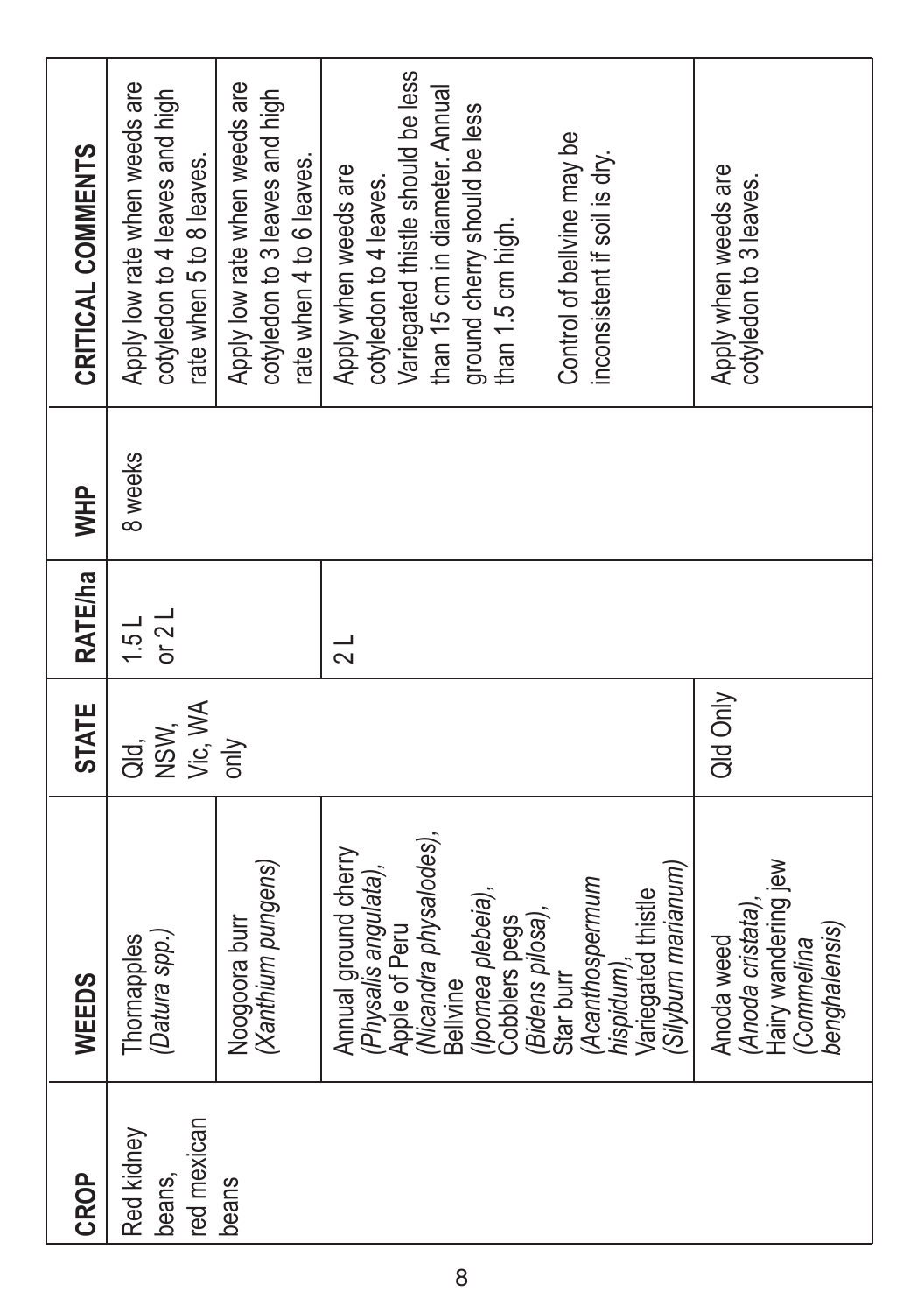| CROP | WEEDS | STATE | RATE/ha | WHP | CRITICAL COMMENTS |
|---|---|---|---|---|---|
| Red kidney beans, red mexican beans | Thornapples (*Datura spp.*) | Qld, NSW, Vic, WA only | 1.5 L or 2 L | 8 weeks | Apply low rate when weeds are cotyledon to 4 leaves and high rate when 5 to 8 leaves. |
| | Noogoora burr (*Xanthium pungens*) | | | | Apply low rate when weeds are cotyledon to 3 leaves and high rate when 4 to 6 leaves. |
| | Annual ground cherry (*Physalis angulata*), Apple of Peru (*Nicandra physalodes*), Bellvine (*Ipomea plebeia*), Cobblers pegs (*Bidens pilosa*), Star burr (*Acanthospermum hispidum*), Variegated thistle (*Silybum marianum*) | | 2 L | | Apply when weeds are cotyledon to 4 leaves. Variegated thistle should be less than 15 cm in diameter. Annual ground cherry should be less than 1.5 cm high. Control of bellvine may be inconsistent if soil is dry. |
| | Anoda weed (*Anoda cristata*), Hairy wandering jew (*Commelina benghalensis*) | Qld Only | | | Apply when weeds are cotyledon to 3 leaves. |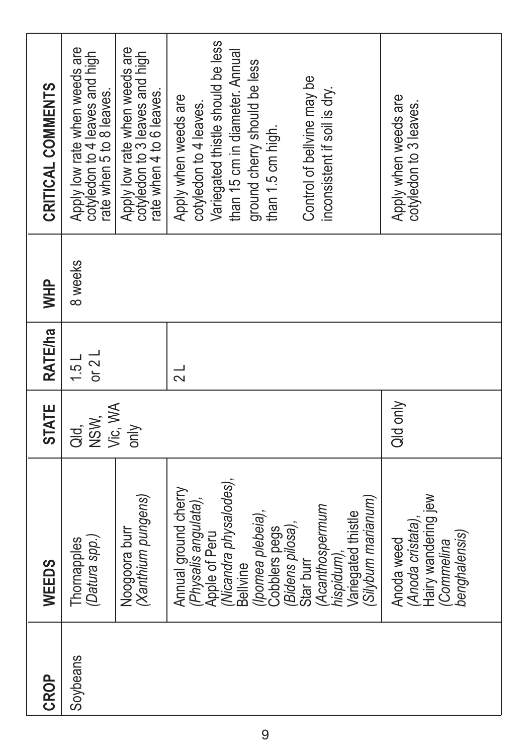| CROP | WEEDS | STATE | RATE/ha | WHP | CRITICAL COMMENTS |
|---|---|---|---|---|---|
| Soybeans | Thornapples (*Datura spp.*) | Qld, NSW, Vic, WA only | 1.5 L or 2 L | 8 weeks | Apply low rate when weeds are cotyledon to 4 leaves and high rate when 5 to 8 leaves. |
| | Noogoora burr (*Xanthium pungens*) | | | | Apply low rate when weeds are cotyledon to 3 leaves and high rate when 4 to 6 leaves. |
| | Annual ground cherry (*Physalis angulata*), Apple of Peru (*Nicandra physalodes*), Bellvine (*Ipomea plebeia*), Cobblers pegs (*Bidens pilosa*), Star burr (*Acanthospermum hispidum*), Variegated thistle (*Silybum marianum*) | | 2 L | | Apply when weeds are cotyledon to 4 leaves. Variegated thistle should be less than 15 cm in diameter. Annual ground cherry should be less than 1.5 cm high. Control of bellvine may be inconsistent if soil is dry. |
| | Anoda weed (*Anoda cristata*), Hairy wandering jew (*Commelina benghalensis*) | Qld only | | | Apply when weeds are cotyledon to 3 leaves. |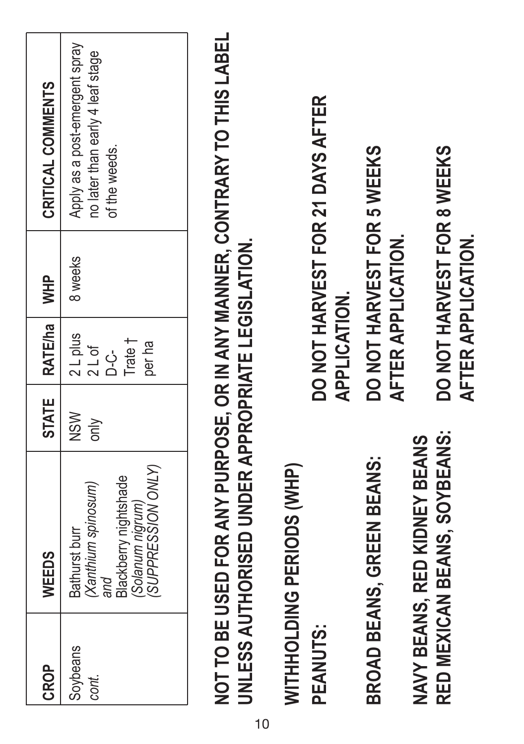| CROP | WEEDS | STATE | RATE/ha | WHP | CRITICAL COMMENTS |
|---|---|---|---|---|---|
| Soybeans *cont.* | Bathurst burr *(Xanthium spinosum)* *and* Blackberry nightshade *(Solanum nigrum)* *(SUPPRESSION ONLY)* | NSW only | 2 L plus 2 L of D-C-Trate † per ha | 8 weeks | Apply as a post-emergent spray no later than early 4 leaf stage of the weeds. |

**NOT TO BE USED FOR ANY PURPOSE, OR IN ANY MANNER, CONTRARY TO THIS LABEL UNLESS AUTHORISED UNDER APPROPRIATE LEGISLATION.**

## WITHHOLDING PERIODS (WHP)

**PEANUTS:** **DO NOT HARVEST FOR 21 DAYS AFTER APPLICATION.**

**BROAD BEANS, GREEN BEANS:** **DO NOT HARVEST FOR 5 WEEKS AFTER APPLICATION.**

**NAVY BEANS, RED KIDNEY BEANS RED MEXICAN BEANS, SOYBEANS:** **DO NOT HARVEST FOR 8 WEEKS AFTER APPLICATION.**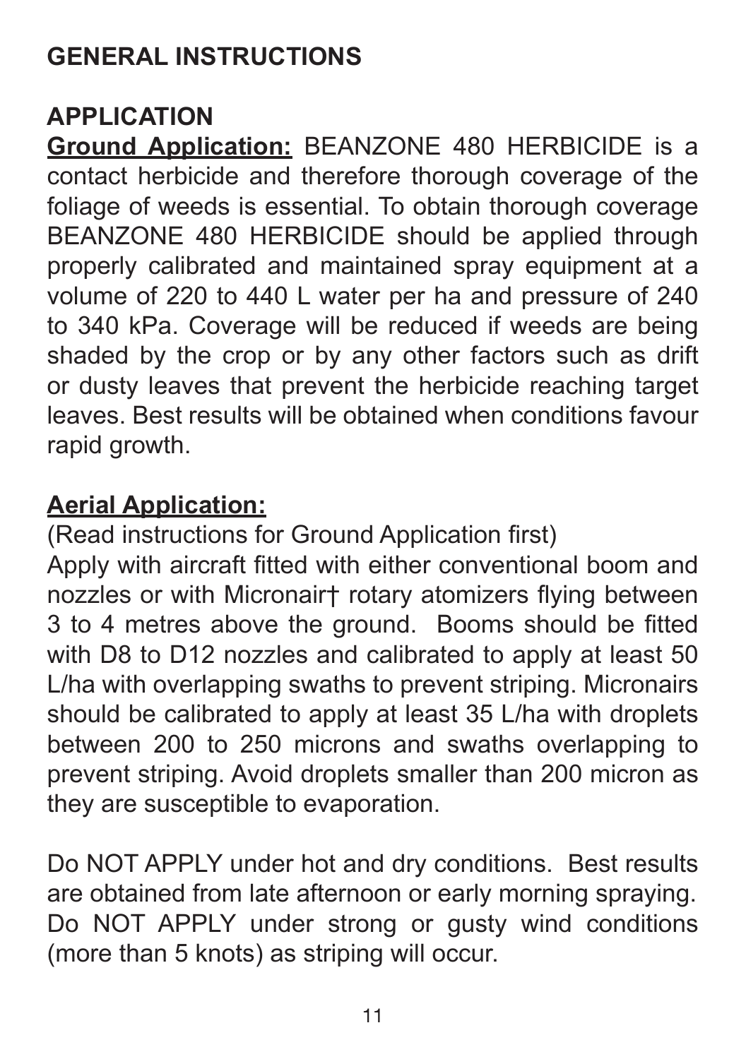# GENERAL INSTRUCTIONS

## APPLICATION

**Ground Application:** BEANZONE 480 HERBICIDE is a contact herbicide and therefore thorough coverage of the foliage of weeds is essential. To obtain thorough coverage BEANZONE 480 HERBICIDE should be applied through properly calibrated and maintained spray equipment at a volume of 220 to 440 L water per ha and pressure of 240 to 340 kPa. Coverage will be reduced if weeds are being shaded by the crop or by any other factors such as drift or dusty leaves that prevent the herbicide reaching target leaves. Best results will be obtained when conditions favour rapid growth.

**Aerial Application:**

(Read instructions for Ground Application first)

Apply with aircraft fitted with either conventional boom and nozzles or with Micronair† rotary atomizers flying between 3 to 4 metres above the ground. Booms should be fitted with D8 to D12 nozzles and calibrated to apply at least 50 L/ha with overlapping swaths to prevent striping. Micronairs should be calibrated to apply at least 35 L/ha with droplets between 200 to 250 microns and swaths overlapping to prevent striping. Avoid droplets smaller than 200 micron as they are susceptible to evaporation.

Do NOT APPLY under hot and dry conditions. Best results are obtained from late afternoon or early morning spraying. Do NOT APPLY under strong or gusty wind conditions (more than 5 knots) as striping will occur.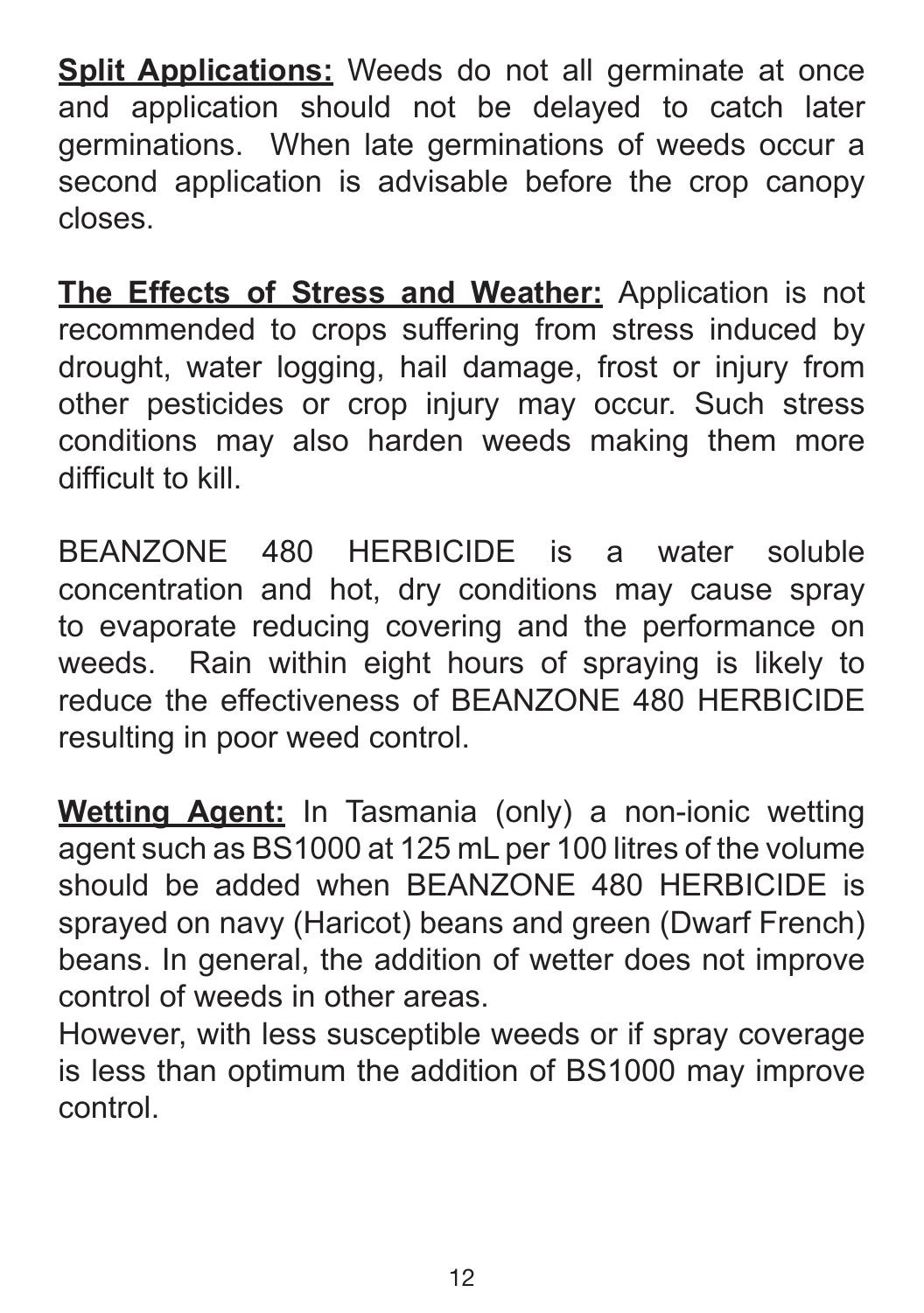**Split Applications:** Weeds do not all germinate at once and application should not be delayed to catch later germinations. When late germinations of weeds occur a second application is advisable before the crop canopy closes.

**The Effects of Stress and Weather:** Application is not recommended to crops suffering from stress induced by drought, water logging, hail damage, frost or injury from other pesticides or crop injury may occur. Such stress conditions may also harden weeds making them more difficult to kill.

BEANZONE 480 HERBICIDE is a water soluble concentration and hot, dry conditions may cause spray to evaporate reducing covering and the performance on weeds. Rain within eight hours of spraying is likely to reduce the effectiveness of BEANZONE 480 HERBICIDE resulting in poor weed control.

**Wetting Agent:** In Tasmania (only) a non-ionic wetting agent such as BS1000 at 125 mL per 100 litres of the volume should be added when BEANZONE 480 HERBICIDE is sprayed on navy (Haricot) beans and green (Dwarf French) beans. In general, the addition of wetter does not improve control of weeds in other areas.
However, with less susceptible weeds or if spray coverage is less than optimum the addition of BS1000 may improve control.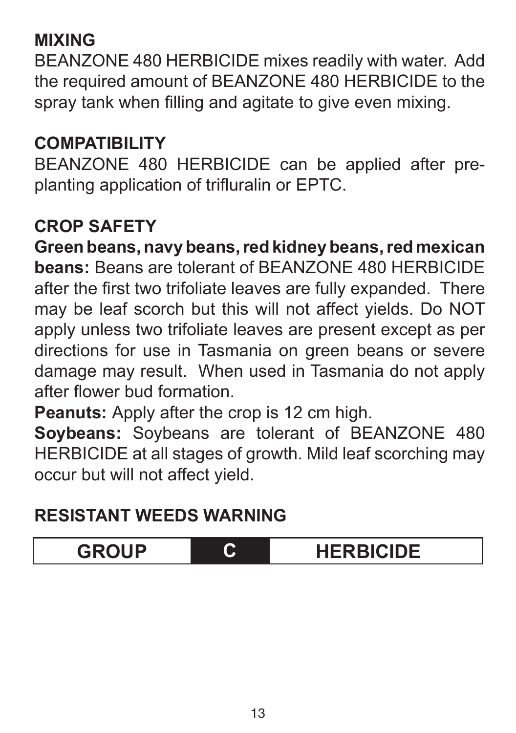## MIXING

BEANZONE 480 HERBICIDE mixes readily with water. Add the required amount of BEANZONE 480 HERBICIDE to the spray tank when filling and agitate to give even mixing.

## COMPATIBILITY

BEANZONE 480 HERBICIDE can be applied after pre-planting application of trifluralin or EPTC.

## CROP SAFETY

**Green beans, navy beans, red kidney beans, red mexican beans:** Beans are tolerant of BEANZONE 480 HERBICIDE after the first two trifoliate leaves are fully expanded. There may be leaf scorch but this will not affect yields. Do NOT apply unless two trifoliate leaves are present except as per directions for use in Tasmania on green beans or severe damage may result. When used in Tasmania do not apply after flower bud formation.

**Peanuts:** Apply after the crop is 12 cm high.

**Soybeans:** Soybeans are tolerant of BEANZONE 480 HERBICIDE at all stages of growth. Mild leaf scorching may occur but will not affect yield.

## RESISTANT WEEDS WARNING

| GROUP | C | HERBICIDE |
|---|---|---|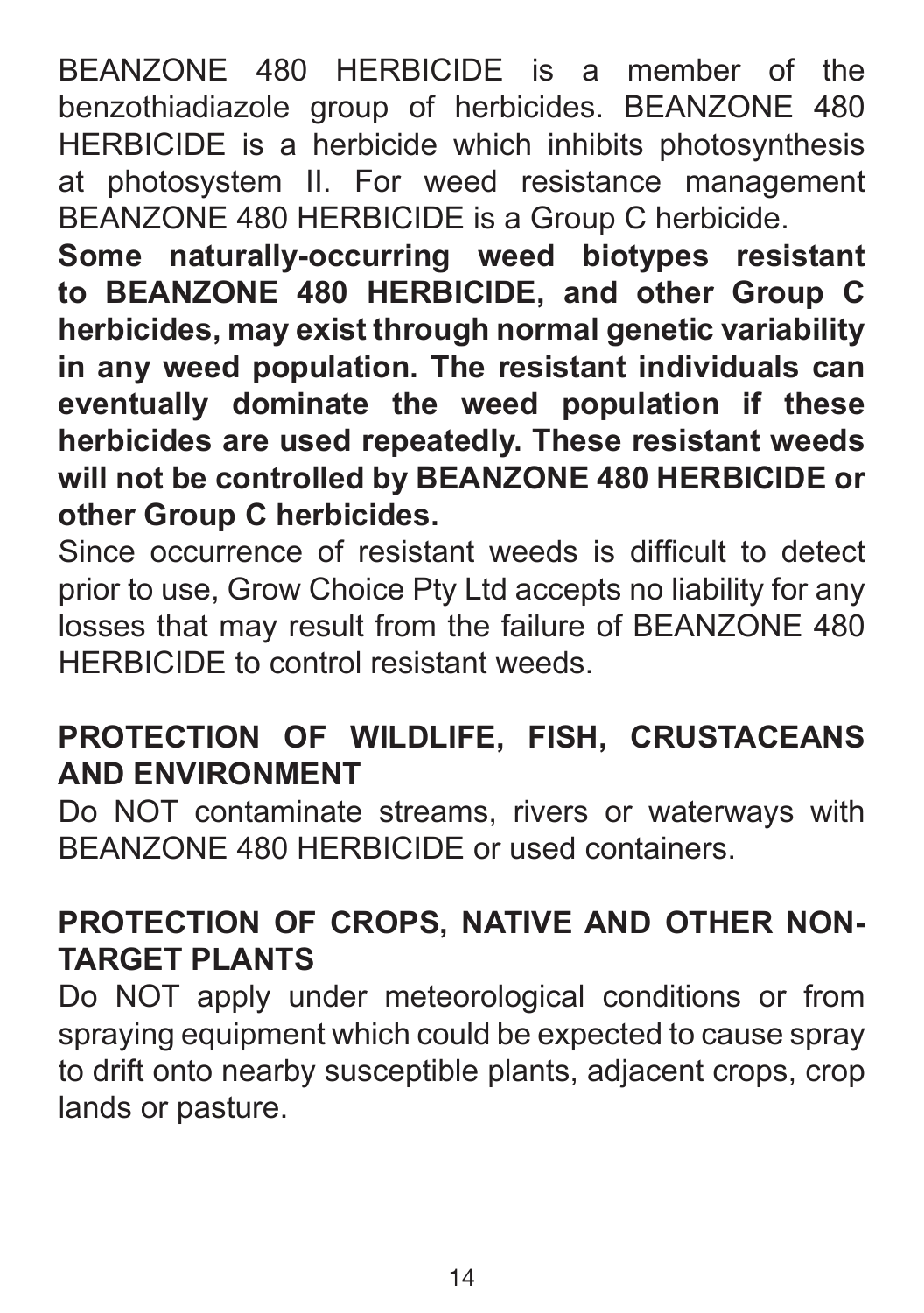BEANZONE 480 HERBICIDE is a member of the benzothiadiazole group of herbicides. BEANZONE 480 HERBICIDE is a herbicide which inhibits photosynthesis at photosystem II. For weed resistance management BEANZONE 480 HERBICIDE is a Group C herbicide.

**Some naturally-occurring weed biotypes resistant to BEANZONE 480 HERBICIDE, and other Group C herbicides, may exist through normal genetic variability in any weed population. The resistant individuals can eventually dominate the weed population if these herbicides are used repeatedly. These resistant weeds will not be controlled by BEANZONE 480 HERBICIDE or other Group C herbicides.**

Since occurrence of resistant weeds is difficult to detect prior to use, Grow Choice Pty Ltd accepts no liability for any losses that may result from the failure of BEANZONE 480 HERBICIDE to control resistant weeds.

## PROTECTION OF WILDLIFE, FISH, CRUSTACEANS AND ENVIRONMENT

Do NOT contaminate streams, rivers or waterways with BEANZONE 480 HERBICIDE or used containers.

## PROTECTION OF CROPS, NATIVE AND OTHER NON-TARGET PLANTS

Do NOT apply under meteorological conditions or from spraying equipment which could be expected to cause spray to drift onto nearby susceptible plants, adjacent crops, crop lands or pasture.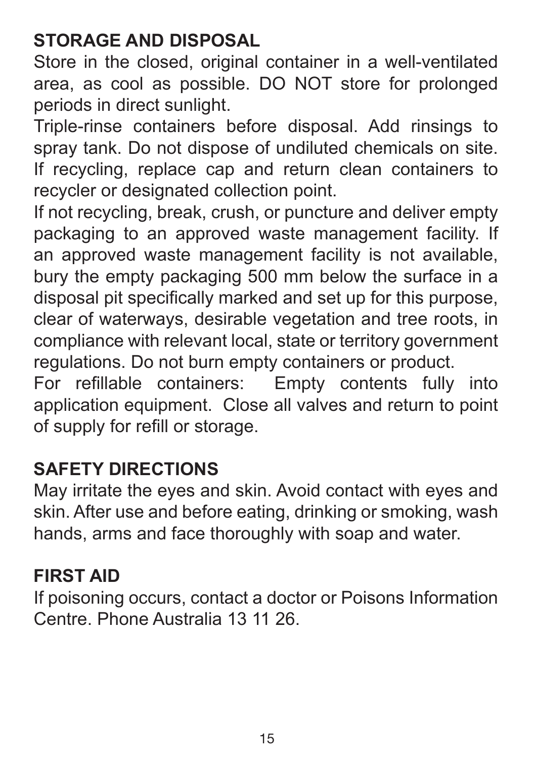## STORAGE AND DISPOSAL

Store in the closed, original container in a well-ventilated area, as cool as possible. DO NOT store for prolonged periods in direct sunlight.

Triple-rinse containers before disposal. Add rinsings to spray tank. Do not dispose of undiluted chemicals on site. If recycling, replace cap and return clean containers to recycler or designated collection point.

If not recycling, break, crush, or puncture and deliver empty packaging to an approved waste management facility. If an approved waste management facility is not available, bury the empty packaging 500 mm below the surface in a disposal pit specifically marked and set up for this purpose, clear of waterways, desirable vegetation and tree roots, in compliance with relevant local, state or territory government regulations. Do not burn empty containers or product.

For refillable containers: Empty contents fully into application equipment. Close all valves and return to point of supply for refill or storage.

## SAFETY DIRECTIONS

May irritate the eyes and skin. Avoid contact with eyes and skin. After use and before eating, drinking or smoking, wash hands, arms and face thoroughly with soap and water.

## FIRST AID

If poisoning occurs, contact a doctor or Poisons Information Centre. Phone Australia 13 11 26.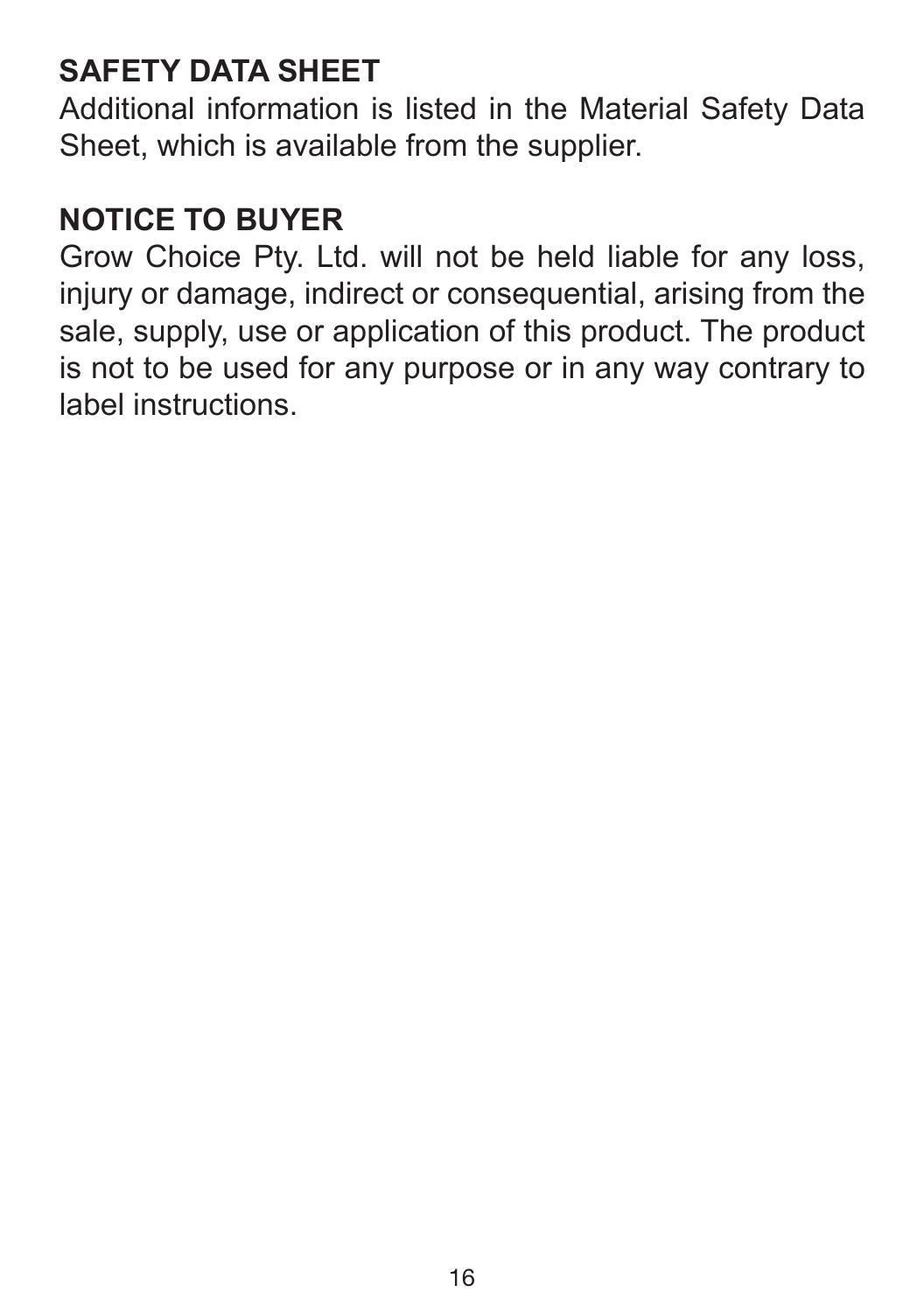## SAFETY DATA SHEET

Additional information is listed in the Material Safety Data Sheet, which is available from the supplier.

## NOTICE TO BUYER

Grow Choice Pty. Ltd. will not be held liable for any loss, injury or damage, indirect or consequential, arising from the sale, supply, use or application of this product. The product is not to be used for any purpose or in any way contrary to label instructions.